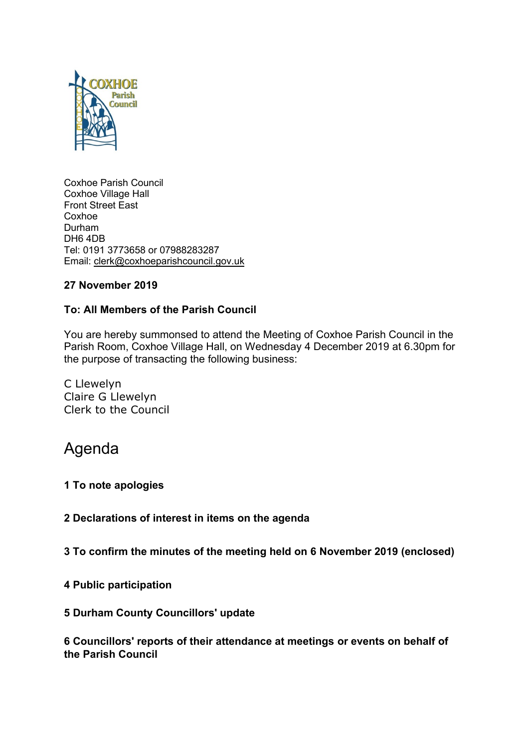Coxhoe Parish Council
Coxhoe Village Hall
Front Street East
Coxhoe
Durham
DH6 4DB
Tel: 0191 3773658 or 07988283287
Email: clerk@coxhoeparishcouncil.gov.uk

**27 November 2019**

**To: All Members of the Parish Council**

You are hereby summonsed to attend the Meeting of Coxhoe Parish Council in the Parish Room, Coxhoe Village Hall, on Wednesday 4 December 2019 at 6.30pm for the purpose of transacting the following business:

C Llewelyn
Claire G Llewelyn
Clerk to the Council

# Agenda

**1 To note apologies**

**2 Declarations of interest in items on the agenda**

**3 To confirm the minutes of the meeting held on 6 November 2019 (enclosed)**

**4 Public participation**

**5 Durham County Councillors' update**

**6 Councillors' reports of their attendance at meetings or events on behalf of the Parish Council**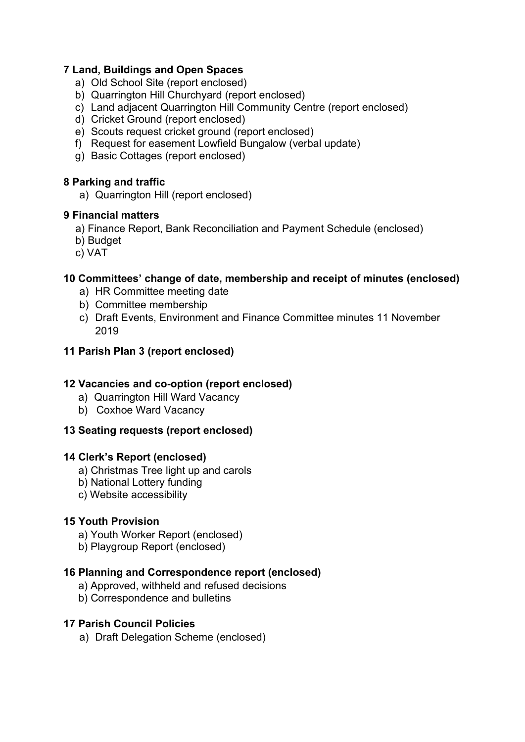**7 Land, Buildings and Open Spaces**

a) Old School Site (report enclosed)
b) Quarrington Hill Churchyard (report enclosed)
c) Land adjacent Quarrington Hill Community Centre (report enclosed)
d) Cricket Ground (report enclosed)
e) Scouts request cricket ground (report enclosed)
f) Request for easement Lowfield Bungalow (verbal update)
g) Basic Cottages (report enclosed)

**8 Parking and traffic**

a) Quarrington Hill (report enclosed)

**9 Financial matters**

a) Finance Report, Bank Reconciliation and Payment Schedule (enclosed)
b) Budget
c) VAT

**10 Committees' change of date, membership and receipt of minutes (enclosed)**

a) HR Committee meeting date
b) Committee membership
c) Draft Events, Environment and Finance Committee minutes 11 November 2019

**11 Parish Plan 3 (report enclosed)**

**12 Vacancies and co-option (report enclosed)**

a) Quarrington Hill Ward Vacancy
b) Coxhoe Ward Vacancy

**13 Seating requests (report enclosed)**

**14 Clerk's Report (enclosed)**

a) Christmas Tree light up and carols
b) National Lottery funding
c) Website accessibility

**15 Youth Provision**

a) Youth Worker Report (enclosed)
b) Playgroup Report (enclosed)

**16 Planning and Correspondence report (enclosed)**

a) Approved, withheld and refused decisions
b) Correspondence and bulletins

**17 Parish Council Policies**

a) Draft Delegation Scheme (enclosed)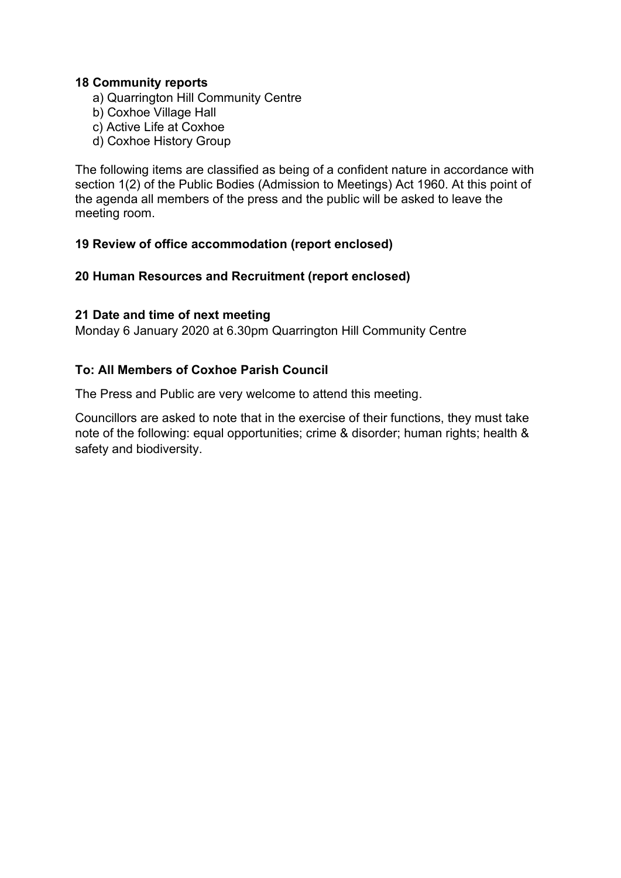**18 Community reports**

a) Quarrington Hill Community Centre
b) Coxhoe Village Hall
c) Active Life at Coxhoe
d) Coxhoe History Group

The following items are classified as being of a confident nature in accordance with section 1(2) of the Public Bodies (Admission to Meetings) Act 1960. At this point of the agenda all members of the press and the public will be asked to leave the meeting room.

**19 Review of office accommodation (report enclosed)**

**20 Human Resources and Recruitment (report enclosed)**

**21 Date and time of next meeting**

Monday 6 January 2020 at 6.30pm Quarrington Hill Community Centre

**To: All Members of Coxhoe Parish Council**

The Press and Public are very welcome to attend this meeting.

Councillors are asked to note that in the exercise of their functions, they must take note of the following: equal opportunities; crime & disorder; human rights; health & safety and biodiversity.